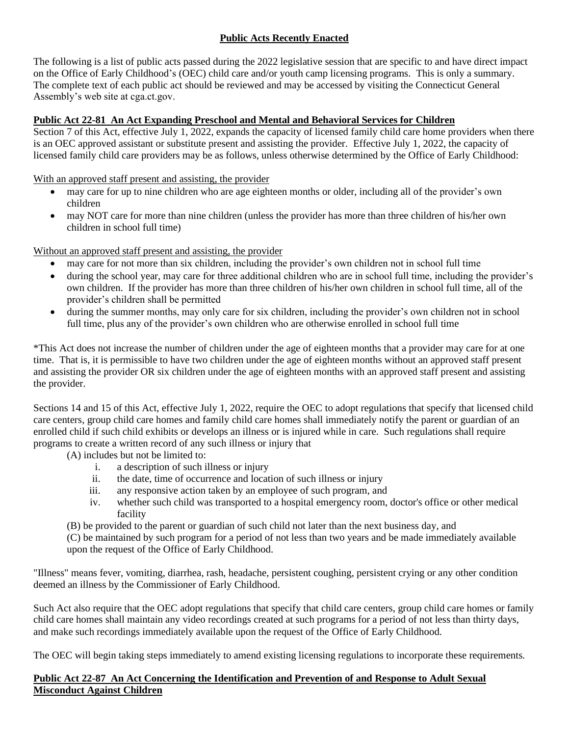## **Public Acts Recently Enacted**

The following is a list of public acts passed during the 2022 legislative session that are specific to and have direct impact on the Office of Early Childhood's (OEC) child care and/or youth camp licensing programs. This is only a summary. The complete text of each public act should be reviewed and may be accessed by visiting the Connecticut General Assembly's web site at cga.ct.gov.

### **Public Act 22-81 An Act Expanding Preschool and Mental and Behavioral Services for Children**

Section 7 of this Act, effective July 1, 2022, expands the capacity of licensed family child care home providers when there is an OEC approved assistant or substitute present and assisting the provider. Effective July 1, 2022, the capacity of licensed family child care providers may be as follows, unless otherwise determined by the Office of Early Childhood:

With an approved staff present and assisting, the provider

- may care for up to nine children who are age eighteen months or older, including all of the provider's own children
- may NOT care for more than nine children (unless the provider has more than three children of his/her own children in school full time)

Without an approved staff present and assisting, the provider

- may care for not more than six children, including the provider's own children not in school full time
- during the school year, may care for three additional children who are in school full time, including the provider's own children. If the provider has more than three children of his/her own children in school full time, all of the provider's children shall be permitted
- during the summer months, may only care for six children, including the provider's own children not in school full time, plus any of the provider's own children who are otherwise enrolled in school full time

*This Act does not increase the number of children under the age of eighteen months that a provider may care for at one time. That is, it is permissible to have two children under the age of eighteen months without an approved staff present and assisting the provider OR six children under the age of eighteen months with an approved staff present and assisting the provider.

Sections 14 and 15 of this Act, effective July 1, 2022, require the OEC to adopt regulations that specify that licensed child care centers, group child care homes and family child care homes shall immediately notify the parent or guardian of an enrolled child if such child exhibits or develops an illness or is injured while in care. Such regulations shall require programs to create a written record of any such illness or injury that

(A) includes but not be limited to:

i. a description of such illness or injury
ii. the date, time of occurrence and location of such illness or injury
iii. any responsive action taken by an employee of such program, and
iv. whether such child was transported to a hospital emergency room, doctor's office or other medical facility

(B) be provided to the parent or guardian of such child not later than the next business day, and

(C) be maintained by such program for a period of not less than two years and be made immediately available upon the request of the Office of Early Childhood.

"Illness" means fever, vomiting, diarrhea, rash, headache, persistent coughing, persistent crying or any other condition deemed an illness by the Commissioner of Early Childhood.

Such Act also require that the OEC adopt regulations that specify that child care centers, group child care homes or family child care homes shall maintain any video recordings created at such programs for a period of not less than thirty days, and make such recordings immediately available upon the request of the Office of Early Childhood.

The OEC will begin taking steps immediately to amend existing licensing regulations to incorporate these requirements.

### **Public Act 22-87 An Act Concerning the Identification and Prevention of and Response to Adult Sexual Misconduct Against Children**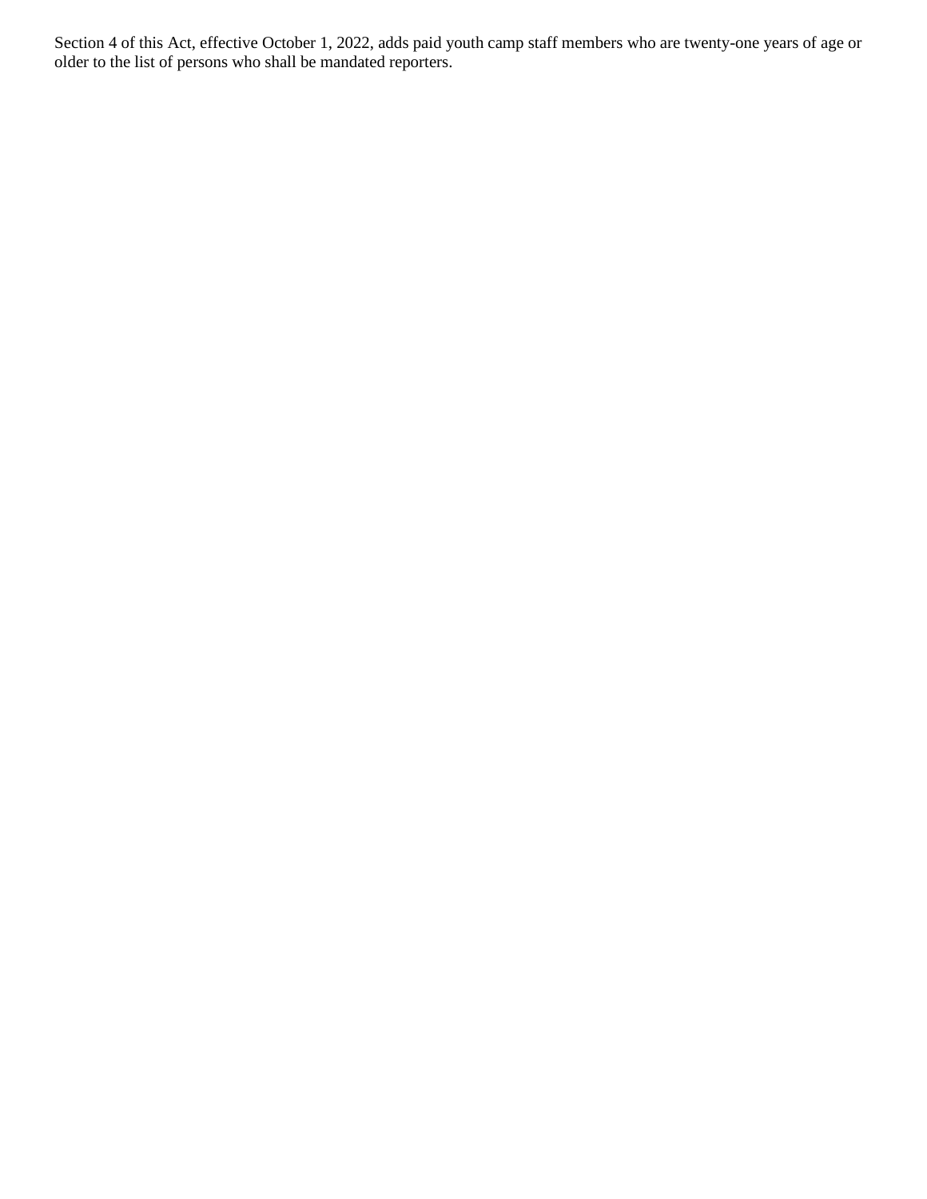Section 4 of this Act, effective October 1, 2022, adds paid youth camp staff members who are twenty-one years of age or older to the list of persons who shall be mandated reporters.